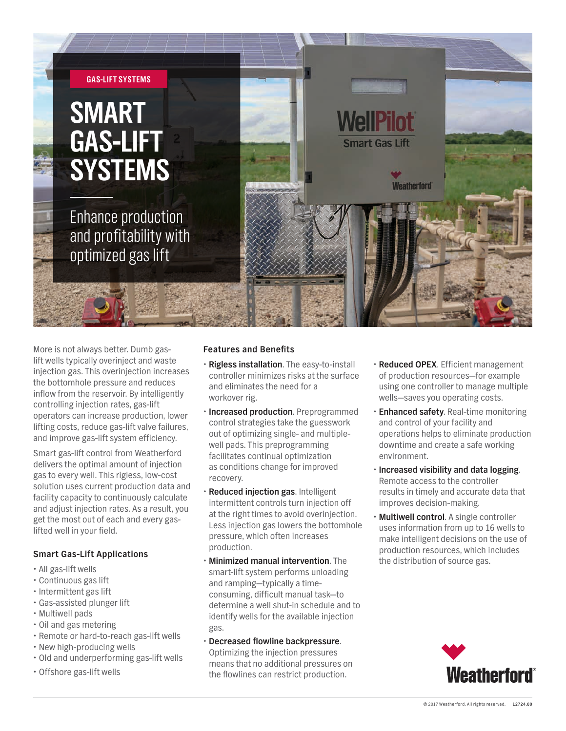GAS-LIFT SYSTEMS

# SMART GAS-LIFT SYSTEMS

Enhance production and profitability with optimized gas lift

More is not always better. Dumb gas-lift wells typically overinject and waste injection gas. This overinjection increases the bottomhole pressure and reduces inflow from the reservoir. By intelligently controlling injection rates, gas-lift operators can increase production, lower lifting costs, reduce gas-lift valve failures, and improve gas-lift system efficiency.

Smart gas-lift control from Weatherford delivers the optimal amount of injection gas to every well. This rigless, low-cost solution uses current production data and facility capacity to continuously calculate and adjust injection rates. As a result, you get the most out of each and every gas-lifted well in your field.

### Smart Gas-Lift Applications

- All gas-lift wells
- Continuous gas lift
- Intermittent gas lift
- Gas-assisted plunger lift
- Multiwell pads
- Oil and gas metering
- Remote or hard-to-reach gas-lift wells
- New high-producing wells
- Old and underperforming gas-lift wells
- Offshore gas-lift wells

### Features and Benefits

- **Rigless installation**. The easy-to-install controller minimizes risks at the surface and eliminates the need for a workover rig.
- **Increased production**. Preprogrammed control strategies take the guesswork out of optimizing single- and multiple-well pads. This preprogramming facilitates continual optimization as conditions change for improved recovery.
- **Reduced injection gas**. Intelligent intermittent controls turn injection off at the right times to avoid overinjection. Less injection gas lowers the bottomhole pressure, which often increases production.
- **Minimized manual intervention**. The smart-lift system performs unloading and ramping—typically a time-consuming, difficult manual task—to determine a well shut-in schedule and to identify wells for the available injection gas.
- **Decreased flowline backpressure**. Optimizing the injection pressures means that no additional pressures on the flowlines can restrict production.
- **Reduced OPEX**. Efficient management of production resources—for example using one controller to manage multiple wells—saves you operating costs.
- **Enhanced safety**. Real-time monitoring and control of your facility and operations helps to eliminate production downtime and create a safe working environment.
- **Increased visibility and data logging**. Remote access to the controller results in timely and accurate data that improves decision-making.
- **Multiwell control**. A single controller uses information from up to 16 wells to make intelligent decisions on the use of production resources, which includes the distribution of source gas.

Weatherford®

© 2017 Weatherford. All rights reserved. 12724.00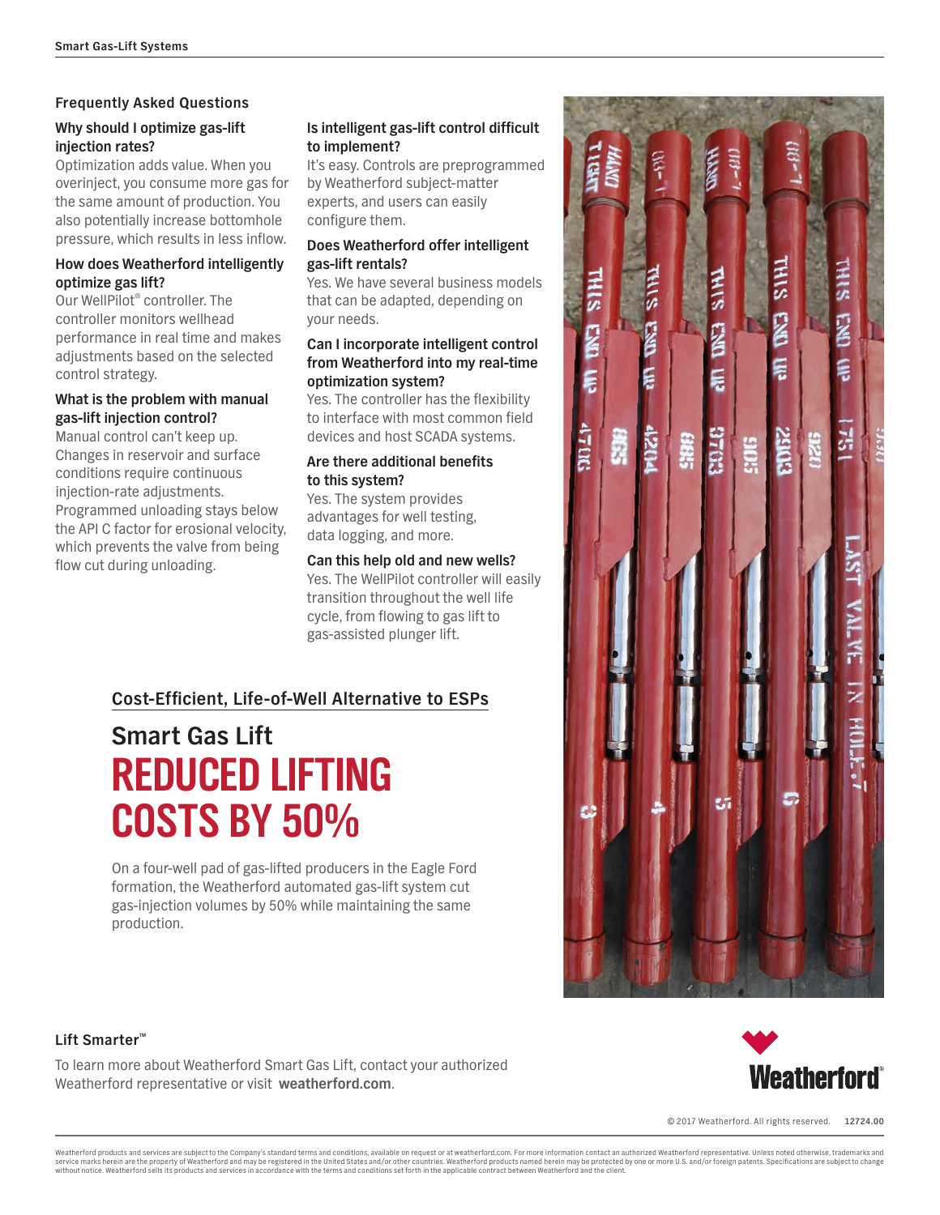## Frequently Asked Questions

### Why should I optimize gas-lift injection rates?

Optimization adds value. When you overinject, you consume more gas for the same amount of production. You also potentially increase bottomhole pressure, which results in less inflow.

### How does Weatherford intelligently optimize gas lift?

Our WellPilot® controller. The controller monitors wellhead performance in real time and makes adjustments based on the selected control strategy.

### What is the problem with manual gas-lift injection control?

Manual control can't keep up. Changes in reservoir and surface conditions require continuous injection-rate adjustments. Programmed unloading stays below the API C factor for erosional velocity, which prevents the valve from being flow cut during unloading.

### Is intelligent gas-lift control difficult to implement?

It's easy. Controls are preprogrammed by Weatherford subject-matter experts, and users can easily configure them.

### Does Weatherford offer intelligent gas-lift rentals?

Yes. We have several business models that can be adapted, depending on your needs.

### Can I incorporate intelligent control from Weatherford into my real-time optimization system?

Yes. The controller has the flexibility to interface with most common field devices and host SCADA systems.

### Are there additional benefits to this system?

Yes. The system provides advantages for well testing, data logging, and more.

### Can this help old and new wells?

Yes. The WellPilot controller will easily transition throughout the well life cycle, from flowing to gas lift to gas-assisted plunger lift.

## Cost-Efficient, Life-of-Well Alternative to ESPs

# Smart Gas Lift REDUCED LIFTING COSTS BY 50%

On a four-well pad of gas-lifted producers in the Eagle Ford formation, the Weatherford automated gas-lift system cut gas-injection volumes by 50% while maintaining the same production.

### Lift Smarter™

To learn more about Weatherford Smart Gas Lift, contact your authorized Weatherford representative or visit **weatherford.com**.

© 2017 Weatherford. All rights reserved. **12724.00**

Weatherford products and services are subject to the Company's standard terms and conditions, available on request or at weatherford.com. For more information contact an authorized Weatherford representative. Unless noted otherwise, trademarks and service marks herein are the property of Weatherford and may be registered in the United States and/or other countries. Weatherford products named herein may be protected by one or more U.S. and/or foreign patents. Specifications are subject to change without notice. Weatherford sells its products and services in accordance with the terms and conditions set forth in the applicable contract between Weatherford and the client.